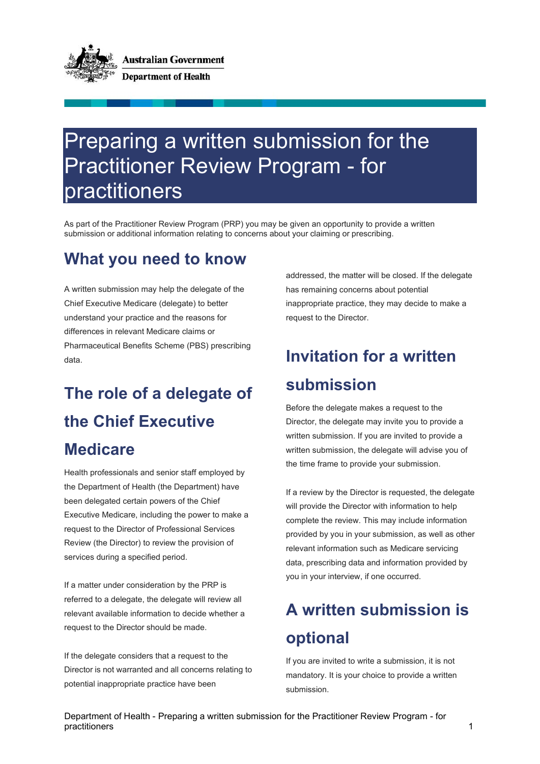# Preparing a written submission for the Practitioner Review Program - for practitioners

As part of the Practitioner Review Program (PRP) you may be given an opportunity to provide a written submission or additional information relating to concerns about your claiming or prescribing.

## What you need to know

A written submission may help the delegate of the Chief Executive Medicare (delegate) to better understand your practice and the reasons for differences in relevant Medicare claims or Pharmaceutical Benefits Scheme (PBS) prescribing data.

## The role of a delegate of the Chief Executive Medicare

Health professionals and senior staff employed by the Department of Health (the Department) have been delegated certain powers of the Chief Executive Medicare, including the power to make a request to the Director of Professional Services Review (the Director) to review the provision of services during a specified period.

If a matter under consideration by the PRP is referred to a delegate, the delegate will review all relevant available information to decide whether a request to the Director should be made.

If the delegate considers that a request to the Director is not warranted and all concerns relating to potential inappropriate practice have been addressed, the matter will be closed. If the delegate has remaining concerns about potential inappropriate practice, they may decide to make a request to the Director.

## Invitation for a written submission

Before the delegate makes a request to the Director, the delegate may invite you to provide a written submission. If you are invited to provide a written submission, the delegate will advise you of the time frame to provide your submission.

If a review by the Director is requested, the delegate will provide the Director with information to help complete the review. This may include information provided by you in your submission, as well as other relevant information such as Medicare servicing data, prescribing data and information provided by you in your interview, if one occurred.

## A written submission is optional

If you are invited to write a submission, it is not mandatory. It is your choice to provide a written submission.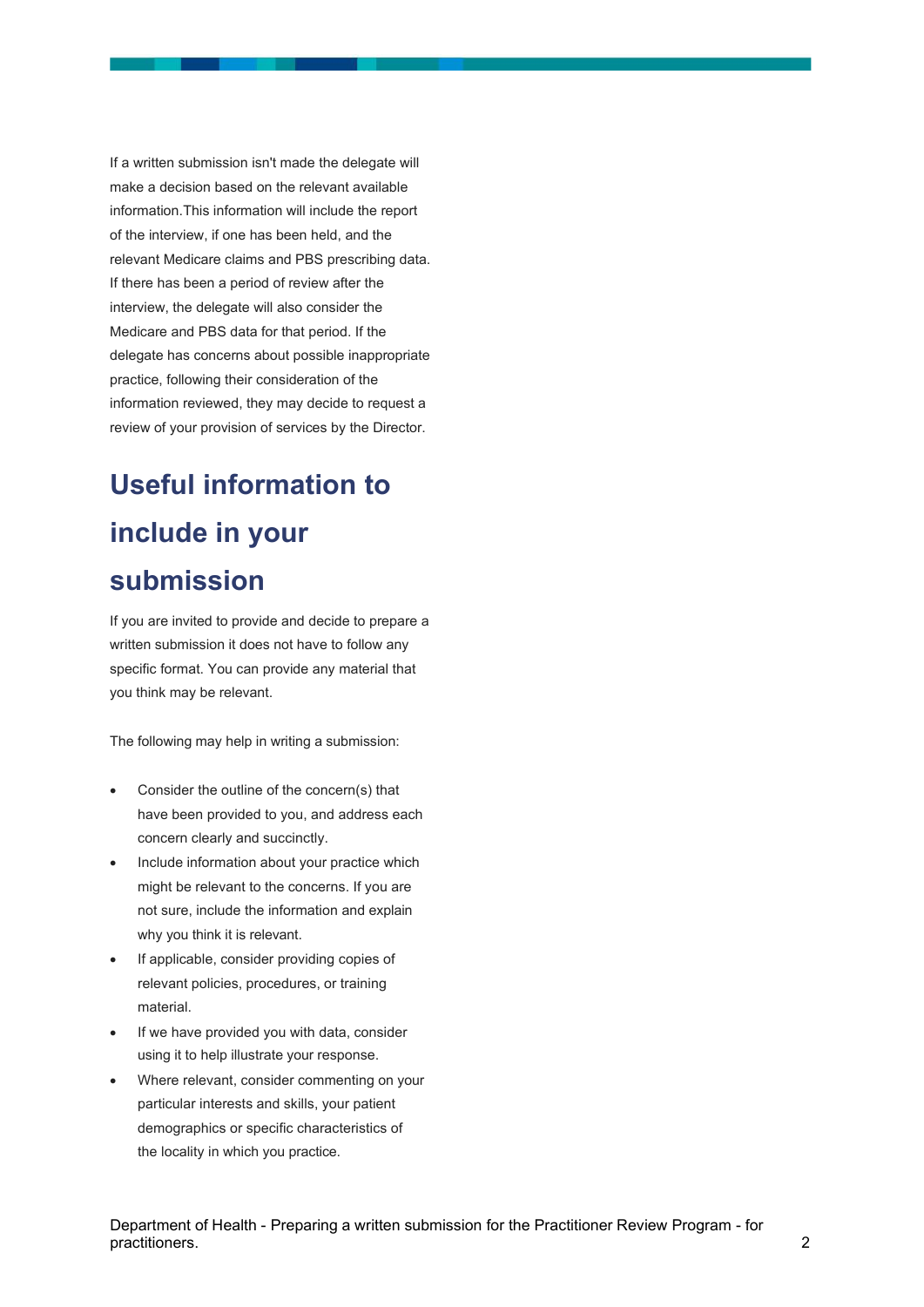If a written submission isn't made the delegate will make a decision based on the relevant available information.This information will include the report of the interview, if one has been held, and the relevant Medicare claims and PBS prescribing data. If there has been a period of review after the interview, the delegate will also consider the Medicare and PBS data for that period. If the delegate has concerns about possible inappropriate practice, following their consideration of the information reviewed, they may decide to request a review of your provision of services by the Director.

# Useful information to include in your submission

If you are invited to provide and decide to prepare a written submission it does not have to follow any specific format. You can provide any material that you think may be relevant.

The following may help in writing a submission:

- Consider the outline of the concern(s) that have been provided to you, and address each concern clearly and succinctly.
- Include information about your practice which might be relevant to the concerns. If you are not sure, include the information and explain why you think it is relevant.
- If applicable, consider providing copies of relevant policies, procedures, or training material.
- If we have provided you with data, consider using it to help illustrate your response.
- Where relevant, consider commenting on your particular interests and skills, your patient demographics or specific characteristics of the locality in which you practice.